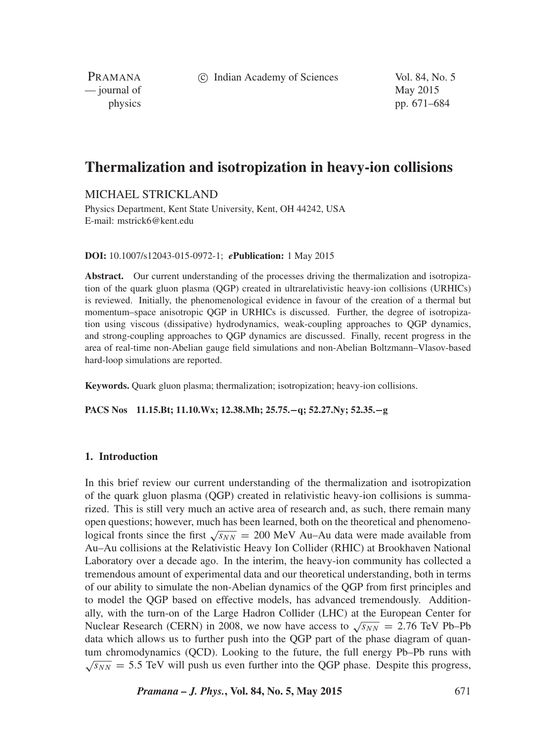# Thermalization and isotropization in heavy-ion collisions

MICHAEL STRICKLAND

Physics Department, Kent State University, Kent, OH 44242, USA
E-mail: mstrick6@kent.edu

**DOI:** 10.1007/s12043-015-0972-1; ***e*Publication:** 1 May 2015

**Abstract.** Our current understanding of the processes driving the thermalization and isotropization of the quark gluon plasma (QGP) created in ultrarelativistic heavy-ion collisions (URHICs) is reviewed. Initially, the phenomenological evidence in favour of the creation of a thermal but momentum–space anisotropic QGP in URHICs is discussed. Further, the degree of isotropization using viscous (dissipative) hydrodynamics, weak-coupling approaches to QGP dynamics, and strong-coupling approaches to QGP dynamics are discussed. Finally, recent progress in the area of real-time non-Abelian gauge field simulations and non-Abelian Boltzmann–Vlasov-based hard-loop simulations are reported.

**Keywords.** Quark gluon plasma; thermalization; isotropization; heavy-ion collisions.

**PACS Nos 11.15.Bt; 11.10.Wx; 12.38.Mh; 25.75.−q; 52.27.Ny; 52.35.−g**

## 1. Introduction

In this brief review our current understanding of the thermalization and isotropization of the quark gluon plasma (QGP) created in relativistic heavy-ion collisions is summarized. This is still very much an active area of research and, as such, there remain many open questions; however, much has been learned, both on the theoretical and phenomenological fronts since the first $\sqrt{s_{NN}} = 200$ MeV Au–Au data were made available from Au–Au collisions at the Relativistic Heavy Ion Collider (RHIC) at Brookhaven National Laboratory over a decade ago. In the interim, the heavy-ion community has collected a tremendous amount of experimental data and our theoretical understanding, both in terms of our ability to simulate the non-Abelian dynamics of the QGP from first principles and to model the QGP based on effective models, has advanced tremendously. Additionally, with the turn-on of the Large Hadron Collider (LHC) at the European Center for Nuclear Research (CERN) in 2008, we now have access to $\sqrt{s_{NN}} = 2.76$ TeV Pb–Pb data which allows us to further push into the QGP part of the phase diagram of quantum chromodynamics (QCD). Looking to the future, the full energy Pb–Pb runs with $\sqrt{s_{NN}} = 5.5$ TeV will push us even further into the QGP phase. Despite this progress,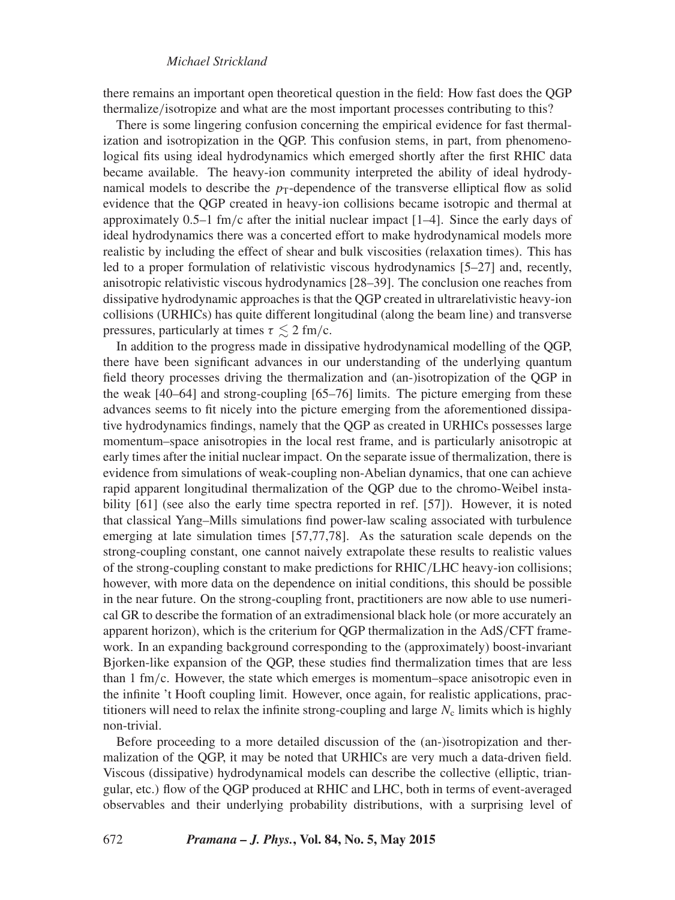there remains an important open theoretical question in the field: How fast does the QGP thermalize/isotropize and what are the most important processes contributing to this?

There is some lingering confusion concerning the empirical evidence for fast thermalization and isotropization in the QGP. This confusion stems, in part, from phenomenological fits using ideal hydrodynamics which emerged shortly after the first RHIC data became available. The heavy-ion community interpreted the ability of ideal hydrodynamical models to describe the $p_{\rm T}$-dependence of the transverse elliptical flow as solid evidence that the QGP created in heavy-ion collisions became isotropic and thermal at approximately 0.5–1 fm/c after the initial nuclear impact [1–4]. Since the early days of ideal hydrodynamics there was a concerted effort to make hydrodynamical models more realistic by including the effect of shear and bulk viscosities (relaxation times). This has led to a proper formulation of relativistic viscous hydrodynamics [5–27] and, recently, anisotropic relativistic viscous hydrodynamics [28–39]. The conclusion one reaches from dissipative hydrodynamic approaches is that the QGP created in ultrarelativistic heavy-ion collisions (URHICs) has quite different longitudinal (along the beam line) and transverse pressures, particularly at times $\tau \lesssim 2$ fm/c.

In addition to the progress made in dissipative hydrodynamical modelling of the QGP, there have been significant advances in our understanding of the underlying quantum field theory processes driving the thermalization and (an-)isotropization of the QGP in the weak [40–64] and strong-coupling [65–76] limits. The picture emerging from these advances seems to fit nicely into the picture emerging from the aforementioned dissipative hydrodynamics findings, namely that the QGP as created in URHICs possesses large momentum–space anisotropies in the local rest frame, and is particularly anisotropic at early times after the initial nuclear impact. On the separate issue of thermalization, there is evidence from simulations of weak-coupling non-Abelian dynamics, that one can achieve rapid apparent longitudinal thermalization of the QGP due to the chromo-Weibel instability [61] (see also the early time spectra reported in ref. [57]). However, it is noted that classical Yang–Mills simulations find power-law scaling associated with turbulence emerging at late simulation times [57,77,78]. As the saturation scale depends on the strong-coupling constant, one cannot naively extrapolate these results to realistic values of the strong-coupling constant to make predictions for RHIC/LHC heavy-ion collisions; however, with more data on the dependence on initial conditions, this should be possible in the near future. On the strong-coupling front, practitioners are now able to use numerical GR to describe the formation of an extradimensional black hole (or more accurately an apparent horizon), which is the criterium for QGP thermalization in the AdS/CFT framework. In an expanding background corresponding to the (approximately) boost-invariant Bjorken-like expansion of the QGP, these studies find thermalization times that are less than 1 fm/c. However, the state which emerges is momentum–space anisotropic even in the infinite 't Hooft coupling limit. However, once again, for realistic applications, practitioners will need to relax the infinite strong-coupling and large $N_{\rm c}$ limits which is highly non-trivial.

Before proceeding to a more detailed discussion of the (an-)isotropization and thermalization of the QGP, it may be noted that URHICs are very much a data-driven field. Viscous (dissipative) hydrodynamical models can describe the collective (elliptic, triangular, etc.) flow of the QGP produced at RHIC and LHC, both in terms of event-averaged observables and their underlying probability distributions, with a surprising level of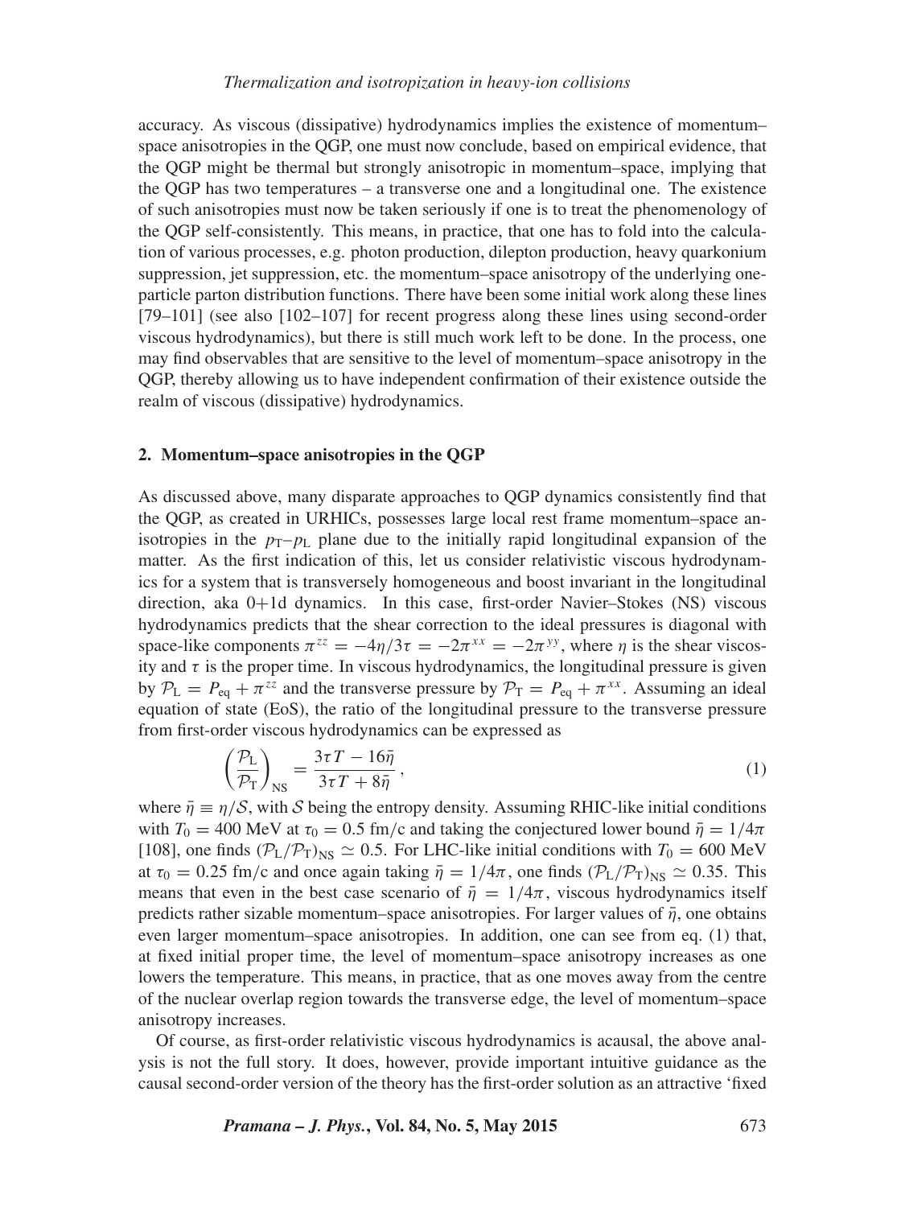accuracy. As viscous (dissipative) hydrodynamics implies the existence of momentum–space anisotropies in the QGP, one must now conclude, based on empirical evidence, that the QGP might be thermal but strongly anisotropic in momentum–space, implying that the QGP has two temperatures – a transverse one and a longitudinal one. The existence of such anisotropies must now be taken seriously if one is to treat the phenomenology of the QGP self-consistently. This means, in practice, that one has to fold into the calculation of various processes, e.g. photon production, dilepton production, heavy quarkonium suppression, jet suppression, etc. the momentum–space anisotropy of the underlying one-particle parton distribution functions. There have been some initial work along these lines [79–101] (see also [102–107] for recent progress along these lines using second-order viscous hydrodynamics), but there is still much work left to be done. In the process, one may find observables that are sensitive to the level of momentum–space anisotropy in the QGP, thereby allowing us to have independent confirmation of their existence outside the realm of viscous (dissipative) hydrodynamics.

## 2. Momentum–space anisotropies in the QGP

As discussed above, many disparate approaches to QGP dynamics consistently find that the QGP, as created in URHICs, possesses large local rest frame momentum–space anisotropies in the $p_T$–$p_L$ plane due to the initially rapid longitudinal expansion of the matter. As the first indication of this, let us consider relativistic viscous hydrodynamics for a system that is transversely homogeneous and boost invariant in the longitudinal direction, aka 0+1d dynamics. In this case, first-order Navier–Stokes (NS) viscous hydrodynamics predicts that the shear correction to the ideal pressures is diagonal with space-like components $\pi^{zz} = -4\eta/3\tau = -2\pi^{xx} = -2\pi^{yy}$, where $\eta$ is the shear viscosity and $\tau$ is the proper time. In viscous hydrodynamics, the longitudinal pressure is given by $\mathcal{P}_L = P_{eq} + \pi^{zz}$ and the transverse pressure by $\mathcal{P}_T = P_{eq} + \pi^{xx}$. Assuming an ideal equation of state (EoS), the ratio of the longitudinal pressure to the transverse pressure from first-order viscous hydrodynamics can be expressed as

$$\left(\frac{\mathcal{P}_L}{\mathcal{P}_T}\right)_{NS} = \frac{3\tau T - 16\bar{\eta}}{3\tau T + 8\bar{\eta}}, \tag{1}$$

where $\bar{\eta} \equiv \eta/\mathcal{S}$, with $\mathcal{S}$ being the entropy density. Assuming RHIC-like initial conditions with $T_0 = 400$ MeV at $\tau_0 = 0.5$ fm/c and taking the conjectured lower bound $\bar{\eta} = 1/4\pi$ [108], one finds $(\mathcal{P}_L/\mathcal{P}_T)_{NS} \simeq 0.5$. For LHC-like initial conditions with $T_0 = 600$ MeV at $\tau_0 = 0.25$ fm/c and once again taking $\bar{\eta} = 1/4\pi$, one finds $(\mathcal{P}_L/\mathcal{P}_T)_{NS} \simeq 0.35$. This means that even in the best case scenario of $\bar{\eta} = 1/4\pi$, viscous hydrodynamics itself predicts rather sizable momentum–space anisotropies. For larger values of $\bar{\eta}$, one obtains even larger momentum–space anisotropies. In addition, one can see from eq. (1) that, at fixed initial proper time, the level of momentum–space anisotropy increases as one lowers the temperature. This means, in practice, that as one moves away from the centre of the nuclear overlap region towards the transverse edge, the level of momentum–space anisotropy increases.

Of course, as first-order relativistic viscous hydrodynamics is acausal, the above analysis is not the full story. It does, however, provide important intuitive guidance as the causal second-order version of the theory has the first-order solution as an attractive 'fixed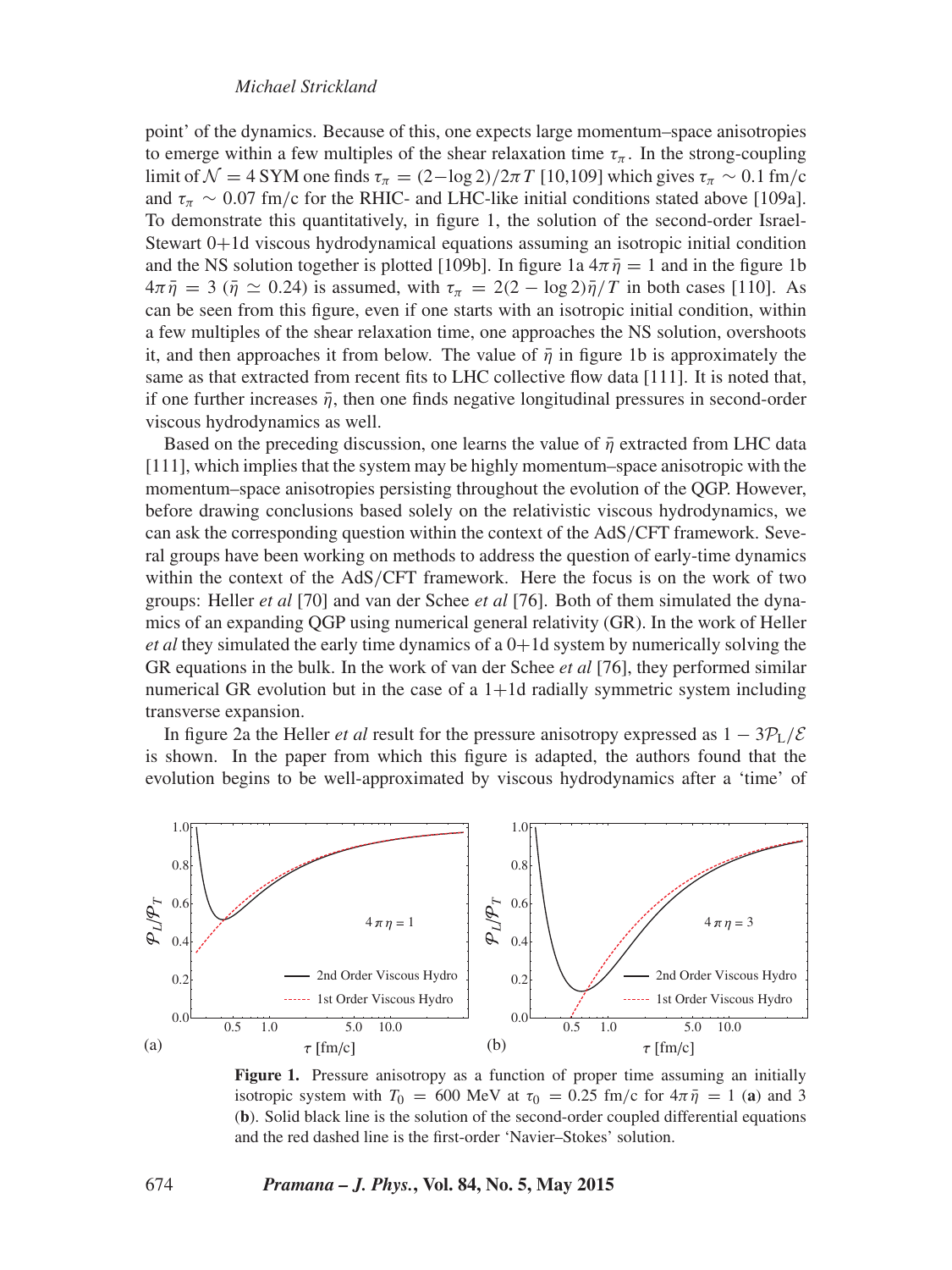point' of the dynamics. Because of this, one expects large momentum–space anisotropies to emerge within a few multiples of the shear relaxation time $\tau_\pi$. In the strong-coupling limit of $\mathcal{N}=4$ SYM one finds $\tau_\pi = (2-\log 2)/2\pi T$ [10,109] which gives $\tau_\pi \sim 0.1$ fm/c and $\tau_\pi \sim 0.07$ fm/c for the RHIC- and LHC-like initial conditions stated above [109a]. To demonstrate this quantitatively, in figure 1, the solution of the second-order Israel-Stewart 0+1d viscous hydrodynamical equations assuming an isotropic initial condition and the NS solution together is plotted [109b]. In figure 1a $4\pi\bar{\eta}=1$ and in the figure 1b $4\pi\bar{\eta}=3$ ($\bar{\eta}\simeq 0.24$) is assumed, with $\tau_\pi = 2(2-\log 2)\bar{\eta}/T$ in both cases [110]. As can be seen from this figure, even if one starts with an isotropic initial condition, within a few multiples of the shear relaxation time, one approaches the NS solution, overshoots it, and then approaches it from below. The value of $\bar{\eta}$ in figure 1b is approximately the same as that extracted from recent fits to LHC collective flow data [111]. It is noted that, if one further increases $\bar{\eta}$, then one finds negative longitudinal pressures in second-order viscous hydrodynamics as well.

Based on the preceding discussion, one learns the value of $\bar{\eta}$ extracted from LHC data [111], which implies that the system may be highly momentum–space anisotropic with the momentum–space anisotropies persisting throughout the evolution of the QGP. However, before drawing conclusions based solely on the relativistic viscous hydrodynamics, we can ask the corresponding question within the context of the AdS/CFT framework. Several groups have been working on methods to address the question of early-time dynamics within the context of the AdS/CFT framework. Here the focus is on the work of two groups: Heller *et al* [70] and van der Schee *et al* [76]. Both of them simulated the dynamics of an expanding QGP using numerical general relativity (GR). In the work of Heller *et al* they simulated the early time dynamics of a 0+1d system by numerically solving the GR equations in the bulk. In the work of van der Schee *et al* [76], they performed similar numerical GR evolution but in the case of a 1+1d radially symmetric system including transverse expansion.

In figure 2a the Heller *et al* result for the pressure anisotropy expressed as $1-3\mathcal{P}_L/\mathcal{E}$ is shown. In the paper from which this figure is adapted, the authors found that the evolution begins to be well-approximated by viscous hydrodynamics after a 'time' of

**Figure 1.** Pressure anisotropy as a function of proper time assuming an initially isotropic system with $T_0 = 600$ MeV at $\tau_0 = 0.25$ fm/c for $4\pi\bar{\eta}=1$ (**a**) and 3 (**b**). Solid black line is the solution of the second-order coupled differential equations and the red dashed line is the first-order 'Navier–Stokes' solution.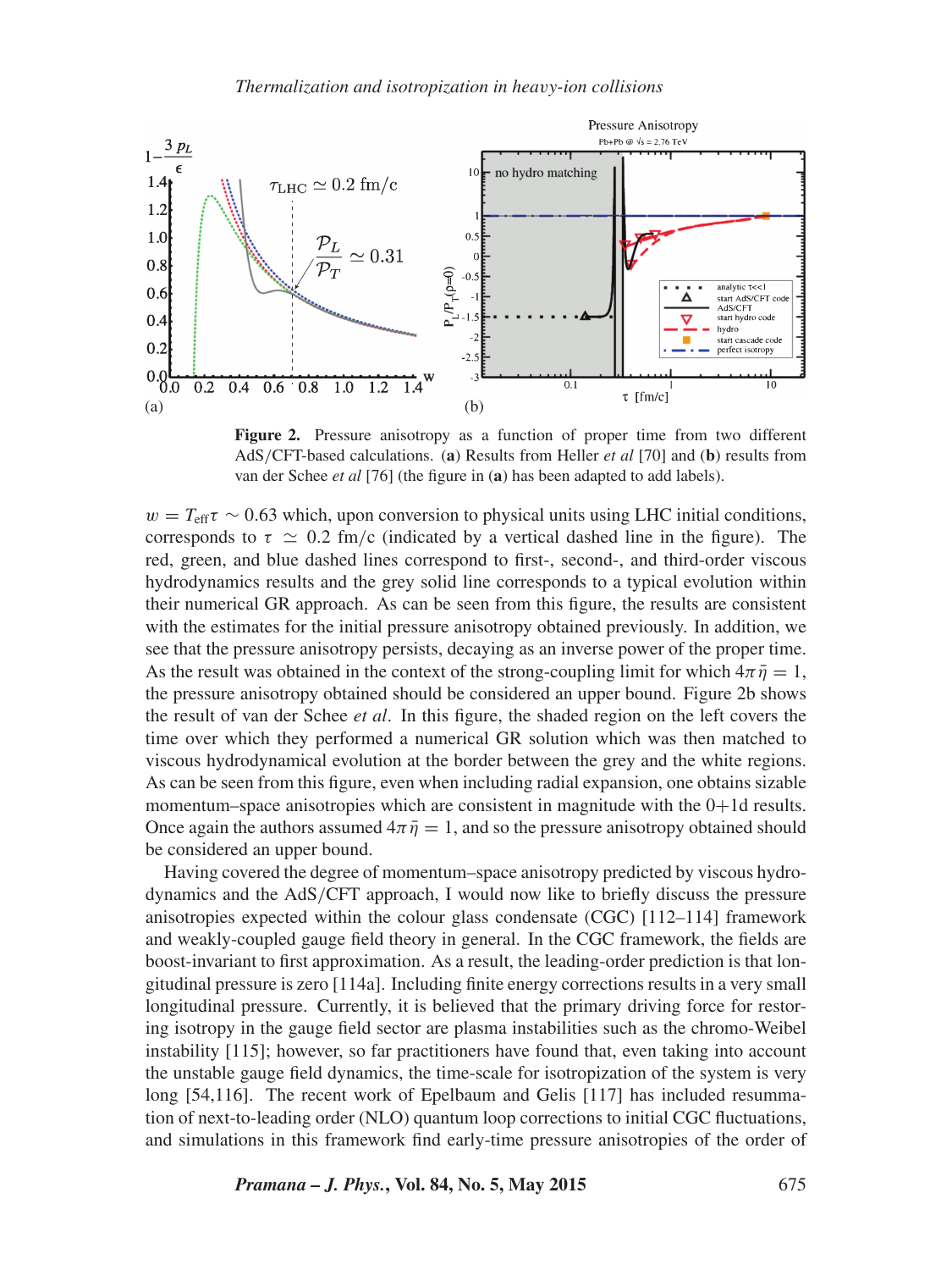**Figure 2.** Pressure anisotropy as a function of proper time from two different AdS/CFT-based calculations. (**a**) Results from Heller *et al* [70] and (**b**) results from van der Schee *et al* [76] (the figure in (**a**) has been adapted to add labels).

$w = T_{\rm eff}\tau \sim 0.63$ which, upon conversion to physical units using LHC initial conditions, corresponds to $\tau \simeq 0.2$ fm/c (indicated by a vertical dashed line in the figure). The red, green, and blue dashed lines correspond to first-, second-, and third-order viscous hydrodynamics results and the grey solid line corresponds to a typical evolution within their numerical GR approach. As can be seen from this figure, the results are consistent with the estimates for the initial pressure anisotropy obtained previously. In addition, we see that the pressure anisotropy persists, decaying as an inverse power of the proper time. As the result was obtained in the context of the strong-coupling limit for which $4\pi\bar{\eta} = 1$, the pressure anisotropy obtained should be considered an upper bound. Figure 2b shows the result of van der Schee *et al*. In this figure, the shaded region on the left covers the time over which they performed a numerical GR solution which was then matched to viscous hydrodynamical evolution at the border between the grey and the white regions. As can be seen from this figure, even when including radial expansion, one obtains sizable momentum–space anisotropies which are consistent in magnitude with the 0+1d results. Once again the authors assumed $4\pi\bar{\eta} = 1$, and so the pressure anisotropy obtained should be considered an upper bound.

Having covered the degree of momentum–space anisotropy predicted by viscous hydrodynamics and the AdS/CFT approach, I would now like to briefly discuss the pressure anisotropies expected within the colour glass condensate (CGC) [112–114] framework and weakly-coupled gauge field theory in general. In the CGC framework, the fields are boost-invariant to first approximation. As a result, the leading-order prediction is that longitudinal pressure is zero [114a]. Including finite energy corrections results in a very small longitudinal pressure. Currently, it is believed that the primary driving force for restoring isotropy in the gauge field sector are plasma instabilities such as the chromo-Weibel instability [115]; however, so far practitioners have found that, even taking into account the unstable gauge field dynamics, the time-scale for isotropization of the system is very long [54,116]. The recent work of Epelbaum and Gelis [117] has included resummation of next-to-leading order (NLO) quantum loop corrections to initial CGC fluctuations, and simulations in this framework find early-time pressure anisotropies of the order of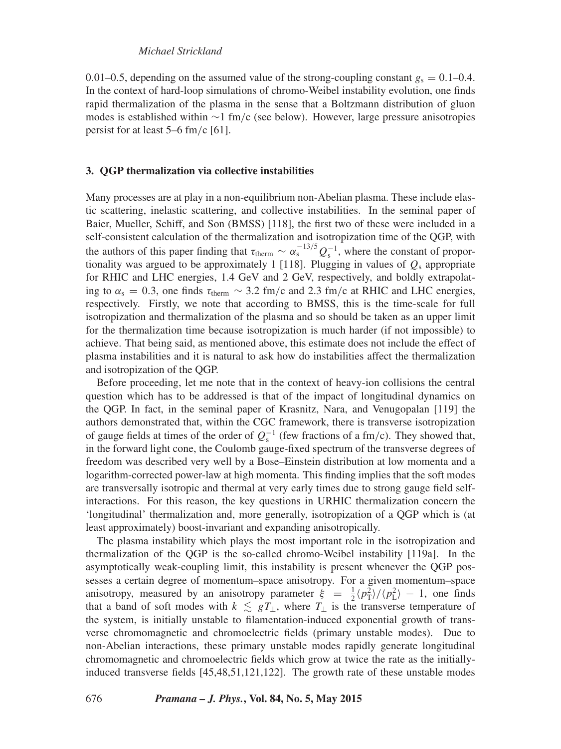0.01–0.5, depending on the assumed value of the strong-coupling constant $g_s = 0.1$–$0.4$. In the context of hard-loop simulations of chromo-Weibel instability evolution, one finds rapid thermalization of the plasma in the sense that a Boltzmann distribution of gluon modes is established within ∼1 fm/c (see below). However, large pressure anisotropies persist for at least 5–6 fm/c [61].

### 3. QGP thermalization via collective instabilities

Many processes are at play in a non-equilibrium non-Abelian plasma. These include elastic scattering, inelastic scattering, and collective instabilities. In the seminal paper of Baier, Mueller, Schiff, and Son (BMSS) [118], the first two of these were included in a self-consistent calculation of the thermalization and isotropization time of the QGP, with the authors of this paper finding that $\tau_{\rm therm} \sim \alpha_s^{-13/5} Q_s^{-1}$, where the constant of proportionality was argued to be approximately 1 [118]. Plugging in values of $Q_s$ appropriate for RHIC and LHC energies, 1.4 GeV and 2 GeV, respectively, and boldly extrapolating to $\alpha_s = 0.3$, one finds $\tau_{\rm therm} \sim 3.2$ fm/c and 2.3 fm/c at RHIC and LHC energies, respectively. Firstly, we note that according to BMSS, this is the time-scale for full isotropization and thermalization of the plasma and so should be taken as an upper limit for the thermalization time because isotropization is much harder (if not impossible) to achieve. That being said, as mentioned above, this estimate does not include the effect of plasma instabilities and it is natural to ask how do instabilities affect the thermalization and isotropization of the QGP.

Before proceeding, let me note that in the context of heavy-ion collisions the central question which has to be addressed is that of the impact of longitudinal dynamics on the QGP. In fact, in the seminal paper of Krasnitz, Nara, and Venugopalan [119] the authors demonstrated that, within the CGC framework, there is transverse isotropization of gauge fields at times of the order of $Q_s^{-1}$ (few fractions of a fm/c). They showed that, in the forward light cone, the Coulomb gauge-fixed spectrum of the transverse degrees of freedom was described very well by a Bose–Einstein distribution at low momenta and a logarithm-corrected power-law at high momenta. This finding implies that the soft modes are transversally isotropic and thermal at very early times due to strong gauge field self-interactions. For this reason, the key questions in URHIC thermalization concern the 'longitudinal' thermalization and, more generally, isotropization of a QGP which is (at least approximately) boost-invariant and expanding anisotropically.

The plasma instability which plays the most important role in the isotropization and thermalization of the QGP is the so-called chromo-Weibel instability [119a]. In the asymptotically weak-coupling limit, this instability is present whenever the QGP possesses a certain degree of momentum–space anisotropy. For a given momentum–space anisotropy, measured by an anisotropy parameter $\xi = \frac{1}{2}\langle p_T^2 \rangle / \langle p_L^2 \rangle - 1$, one finds that a band of soft modes with $k \lesssim gT_\perp$, where $T_\perp$ is the transverse temperature of the system, is initially unstable to filamentation-induced exponential growth of transverse chromomagnetic and chromoelectric fields (primary unstable modes). Due to non-Abelian interactions, these primary unstable modes rapidly generate longitudinal chromomagnetic and chromoelectric fields which grow at twice the rate as the initially-induced transverse fields [45,48,51,121,122]. The growth rate of these unstable modes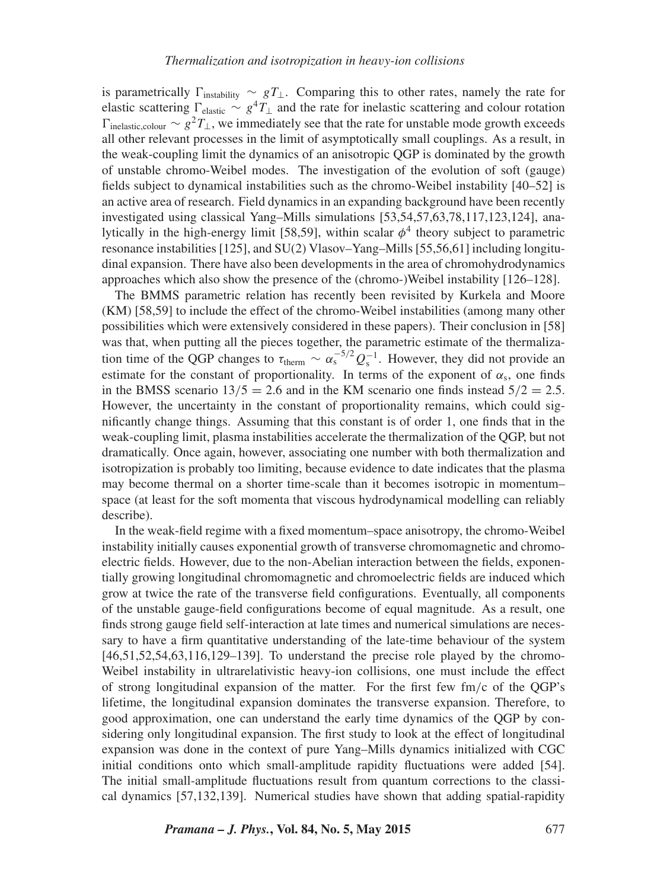is parametrically $\Gamma_{\text{instability}} \sim gT_{\perp}$. Comparing this to other rates, namely the rate for elastic scattering $\Gamma_{\text{elastic}} \sim g^4 T_{\perp}$ and the rate for inelastic scattering and colour rotation $\Gamma_{\text{inelastic,colour}} \sim g^2 T_{\perp}$, we immediately see that the rate for unstable mode growth exceeds all other relevant processes in the limit of asymptotically small couplings. As a result, in the weak-coupling limit the dynamics of an anisotropic QGP is dominated by the growth of unstable chromo-Weibel modes. The investigation of the evolution of soft (gauge) fields subject to dynamical instabilities such as the chromo-Weibel instability [40–52] is an active area of research. Field dynamics in an expanding background have been recently investigated using classical Yang–Mills simulations [53,54,57,63,78,117,123,124], analytically in the high-energy limit [58,59], within scalar $\phi^4$ theory subject to parametric resonance instabilities [125], and SU(2) Vlasov–Yang–Mills [55,56,61] including longitudinal expansion. There have also been developments in the area of chromohydrodynamics approaches which also show the presence of the (chromo-)Weibel instability [126–128].

The BMMS parametric relation has recently been revisited by Kurkela and Moore (KM) [58,59] to include the effect of the chromo-Weibel instabilities (among many other possibilities which were extensively considered in these papers). Their conclusion in [58] was that, when putting all the pieces together, the parametric estimate of the thermalization time of the QGP changes to $\tau_{\text{therm}} \sim \alpha_{\text{s}}^{-5/2} Q_{\text{s}}^{-1}$. However, they did not provide an estimate for the constant of proportionality. In terms of the exponent of $\alpha_{\text{s}}$, one finds in the BMSS scenario $13/5 = 2.6$ and in the KM scenario one finds instead $5/2 = 2.5$. However, the uncertainty in the constant of proportionality remains, which could significantly change things. Assuming that this constant is of order 1, one finds that in the weak-coupling limit, plasma instabilities accelerate the thermalization of the QGP, but not dramatically. Once again, however, associating one number with both thermalization and isotropization is probably too limiting, because evidence to date indicates that the plasma may become thermal on a shorter time-scale than it becomes isotropic in momentum–space (at least for the soft momenta that viscous hydrodynamical modelling can reliably describe).

In the weak-field regime with a fixed momentum–space anisotropy, the chromo-Weibel instability initially causes exponential growth of transverse chromomagnetic and chromoelectric fields. However, due to the non-Abelian interaction between the fields, exponentially growing longitudinal chromomagnetic and chromoelectric fields are induced which grow at twice the rate of the transverse field configurations. Eventually, all components of the unstable gauge-field configurations become of equal magnitude. As a result, one finds strong gauge field self-interaction at late times and numerical simulations are necessary to have a firm quantitative understanding of the late-time behaviour of the system [46,51,52,54,63,116,129–139]. To understand the precise role played by the chromo-Weibel instability in ultrarelativistic heavy-ion collisions, one must include the effect of strong longitudinal expansion of the matter. For the first few fm/c of the QGP's lifetime, the longitudinal expansion dominates the transverse expansion. Therefore, to good approximation, one can understand the early time dynamics of the QGP by considering only longitudinal expansion. The first study to look at the effect of longitudinal expansion was done in the context of pure Yang–Mills dynamics initialized with CGC initial conditions onto which small-amplitude rapidity fluctuations were added [54]. The initial small-amplitude fluctuations result from quantum corrections to the classical dynamics [57,132,139]. Numerical studies have shown that adding spatial-rapidity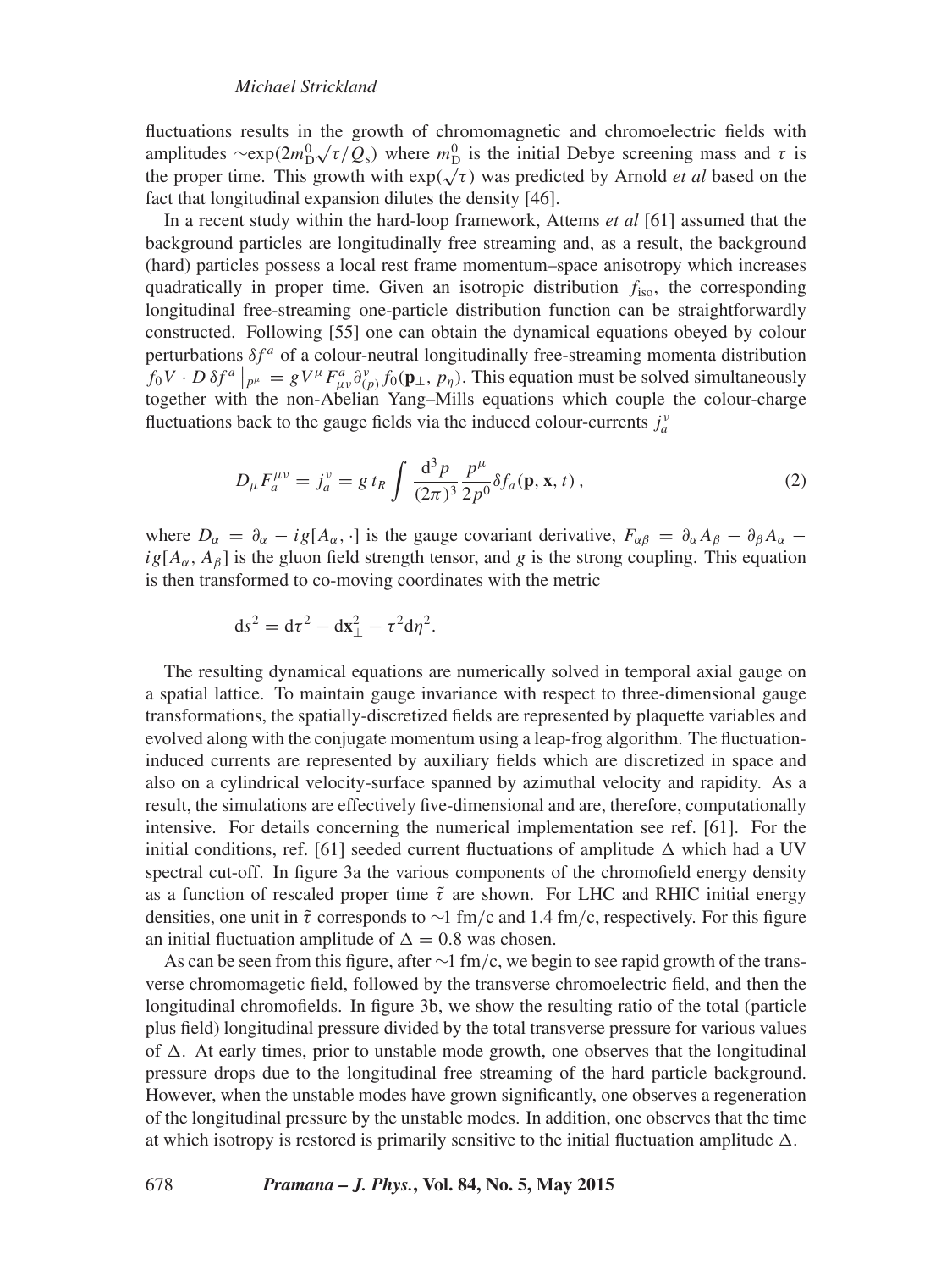fluctuations results in the growth of chromomagnetic and chromoelectric fields with amplitudes $\sim\exp(2m_{\rm D}^0\sqrt{\tau/Q_{\rm s}})$ where $m_{\rm D}^0$ is the initial Debye screening mass and $\tau$ is the proper time. This growth with $\exp(\sqrt{\tau})$ was predicted by Arnold *et al* based on the fact that longitudinal expansion dilutes the density [46].

In a recent study within the hard-loop framework, Attems *et al* [61] assumed that the background particles are longitudinally free streaming and, as a result, the background (hard) particles possess a local rest frame momentum–space anisotropy which increases quadratically in proper time. Given an isotropic distribution $f_{\rm iso}$, the corresponding longitudinal free-streaming one-particle distribution function can be straightforwardly constructed. Following [55] one can obtain the dynamical equations obeyed by colour perturbations $\delta f^a$ of a colour-neutral longitudinally free-streaming momenta distribution $f_0 V\cdot D\,\delta f^a\big|_{p^\mu} = gV^\mu F^a_{\mu\nu}\partial^\nu_{(p)} f_0(\mathbf{p}_\perp, p_\eta)$. This equation must be solved simultaneously together with the non-Abelian Yang–Mills equations which couple the colour-charge fluctuations back to the gauge fields via the induced colour-currents $j^\nu_a$

$$D_\mu F^{\mu\nu}_a = j^\nu_a = g\,t_R \int \frac{{\rm d}^3p}{(2\pi)^3}\frac{p^\mu}{2p^0}\delta f_a(\mathbf{p},\mathbf{x},t)\,, \tag{2}$$

where $D_\alpha = \partial_\alpha - ig[A_\alpha,\cdot]$ is the gauge covariant derivative, $F_{\alpha\beta} = \partial_\alpha A_\beta - \partial_\beta A_\alpha - ig[A_\alpha, A_\beta]$ is the gluon field strength tensor, and $g$ is the strong coupling. This equation is then transformed to co-moving coordinates with the metric

$${\rm d}s^2 = {\rm d}\tau^2 - {\rm d}\mathbf{x}_\perp^2 - \tau^2{\rm d}\eta^2.$$

The resulting dynamical equations are numerically solved in temporal axial gauge on a spatial lattice. To maintain gauge invariance with respect to three-dimensional gauge transformations, the spatially-discretized fields are represented by plaquette variables and evolved along with the conjugate momentum using a leap-frog algorithm. The fluctuation-induced currents are represented by auxiliary fields which are discretized in space and also on a cylindrical velocity-surface spanned by azimuthal velocity and rapidity. As a result, the simulations are effectively five-dimensional and are, therefore, computationally intensive. For details concerning the numerical implementation see ref. [61]. For the initial conditions, ref. [61] seeded current fluctuations of amplitude $\Delta$ which had a UV spectral cut-off. In figure 3a the various components of the chromofield energy density as a function of rescaled proper time $\tilde{\tau}$ are shown. For LHC and RHIC initial energy densities, one unit in $\tilde{\tau}$ corresponds to $\sim$1 fm/c and 1.4 fm/c, respectively. For this figure an initial fluctuation amplitude of $\Delta = 0.8$ was chosen.

As can be seen from this figure, after $\sim$1 fm/c, we begin to see rapid growth of the transverse chromomagetic field, followed by the transverse chromoelectric field, and then the longitudinal chromofields. In figure 3b, we show the resulting ratio of the total (particle plus field) longitudinal pressure divided by the total transverse pressure for various values of $\Delta$. At early times, prior to unstable mode growth, one observes that the longitudinal pressure drops due to the longitudinal free streaming of the hard particle background. However, when the unstable modes have grown significantly, one observes a regeneration of the longitudinal pressure by the unstable modes. In addition, one observes that the time at which isotropy is restored is primarily sensitive to the initial fluctuation amplitude $\Delta$.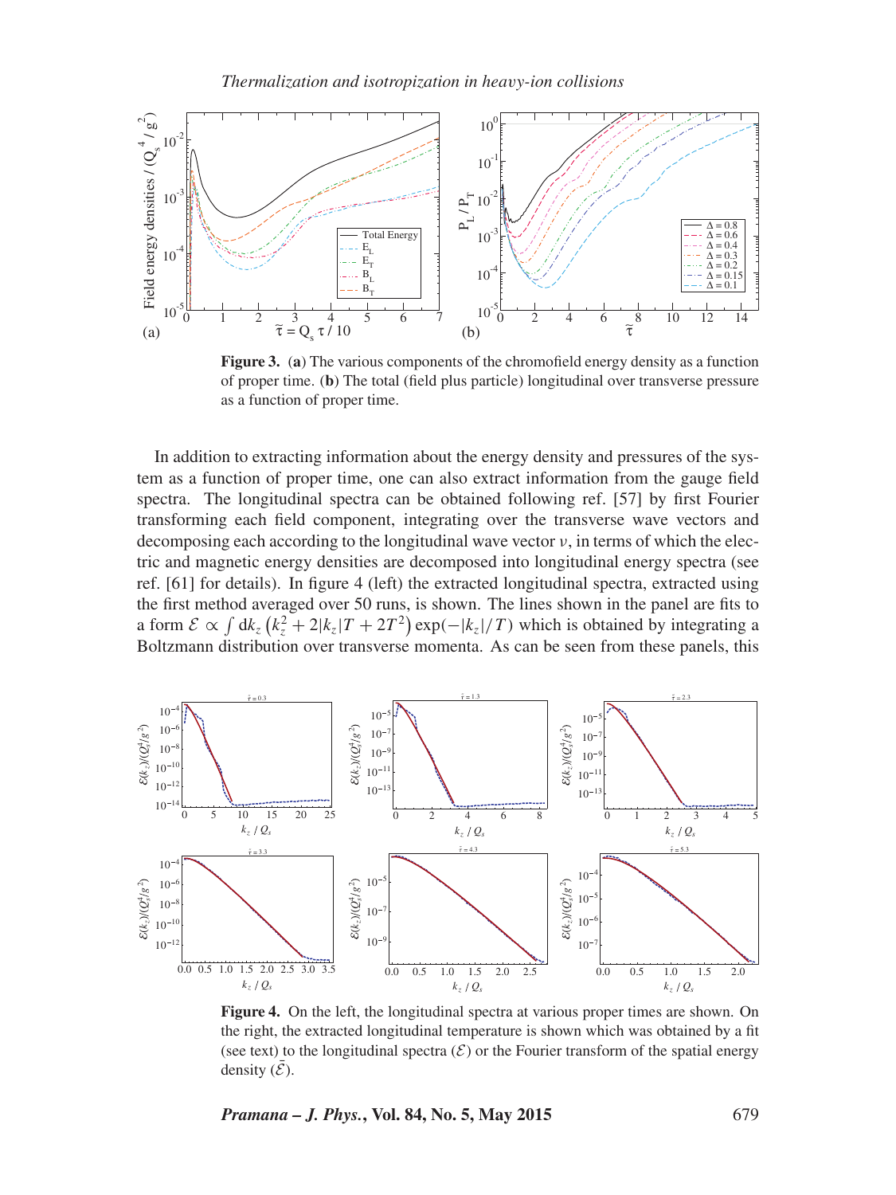**Figure 3.** (**a**) The various components of the chromofield energy density as a function of proper time. (**b**) The total (field plus particle) longitudinal over transverse pressure as a function of proper time.

In addition to extracting information about the energy density and pressures of the system as a function of proper time, one can also extract information from the gauge field spectra. The longitudinal spectra can be obtained following ref. [57] by first Fourier transforming each field component, integrating over the transverse wave vectors and decomposing each according to the longitudinal wave vector $\nu$, in terms of which the electric and magnetic energy densities are decomposed into longitudinal energy spectra (see ref. [61] for details). In figure 4 (left) the extracted longitudinal spectra, extracted using the first method averaged over 50 runs, is shown. The lines shown in the panel are fits to a form $\mathcal{E} \propto \int \mathrm{d}k_z \left(k_z^2 + 2|k_z|T + 2T^2\right) \exp(-|k_z|/T)$ which is obtained by integrating a Boltzmann distribution over transverse momenta. As can be seen from these panels, this

**Figure 4.** On the left, the longitudinal spectra at various proper times are shown. On the right, the extracted longitudinal temperature is shown which was obtained by a fit (see text) to the longitudinal spectra ($\mathcal{E}$) or the Fourier transform of the spatial energy density ($\bar{\mathcal{E}}$).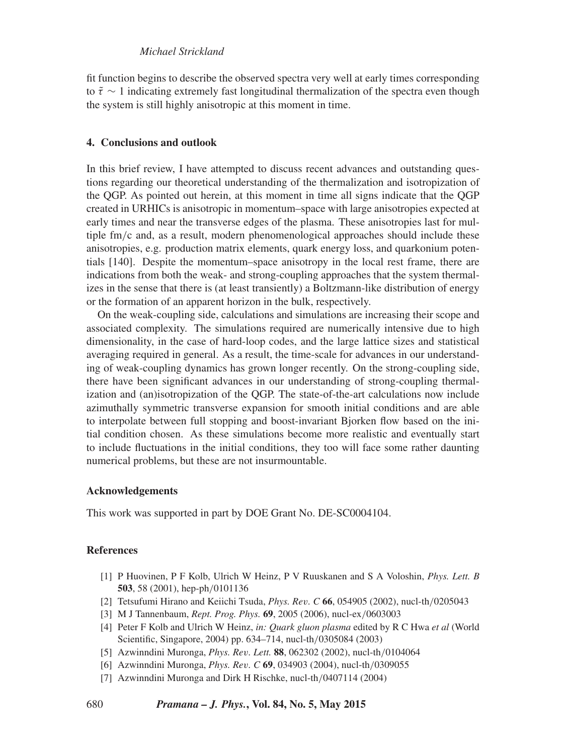fit function begins to describe the observed spectra very well at early times corresponding to $\tilde{\tau} \sim 1$ indicating extremely fast longitudinal thermalization of the spectra even though the system is still highly anisotropic at this moment in time.

## 4. Conclusions and outlook

In this brief review, I have attempted to discuss recent advances and outstanding questions regarding our theoretical understanding of the thermalization and isotropization of the QGP. As pointed out herein, at this moment in time all signs indicate that the QGP created in URHICs is anisotropic in momentum–space with large anisotropies expected at early times and near the transverse edges of the plasma. These anisotropies last for multiple fm/c and, as a result, modern phenomenological approaches should include these anisotropies, e.g. production matrix elements, quark energy loss, and quarkonium potentials [140]. Despite the momentum–space anisotropy in the local rest frame, there are indications from both the weak- and strong-coupling approaches that the system thermalizes in the sense that there is (at least transiently) a Boltzmann-like distribution of energy or the formation of an apparent horizon in the bulk, respectively.

On the weak-coupling side, calculations and simulations are increasing their scope and associated complexity. The simulations required are numerically intensive due to high dimensionality, in the case of hard-loop codes, and the large lattice sizes and statistical averaging required in general. As a result, the time-scale for advances in our understanding of weak-coupling dynamics has grown longer recently. On the strong-coupling side, there have been significant advances in our understanding of strong-coupling thermalization and (an)isotropization of the QGP. The state-of-the-art calculations now include azimuthally symmetric transverse expansion for smooth initial conditions and are able to interpolate between full stopping and boost-invariant Bjorken flow based on the initial condition chosen. As these simulations become more realistic and eventually start to include fluctuations in the initial conditions, they too will face some rather daunting numerical problems, but these are not insurmountable.

### Acknowledgements

This work was supported in part by DOE Grant No. DE-SC0004104.

### References

[1] P Huovinen, P F Kolb, Ulrich W Heinz, P V Ruuskanen and S A Voloshin, *Phys. Lett. B* **503**, 58 (2001), hep-ph/0101136

[2] Tetsufumi Hirano and Keiichi Tsuda, *Phys. Rev. C* **66**, 054905 (2002), nucl-th/0205043

[3] M J Tannenbaum, *Rept. Prog. Phys.* **69**, 2005 (2006), nucl-ex/0603003

[4] Peter F Kolb and Ulrich W Heinz, *in: Quark gluon plasma* edited by R C Hwa *et al* (World Scientific, Singapore, 2004) pp. 634–714, nucl-th/0305084 (2003)

[5] Azwinndini Muronga, *Phys. Rev. Lett.* **88**, 062302 (2002), nucl-th/0104064

[6] Azwinndini Muronga, *Phys. Rev. C* **69**, 034903 (2004), nucl-th/0309055

[7] Azwinndini Muronga and Dirk H Rischke, nucl-th/0407114 (2004)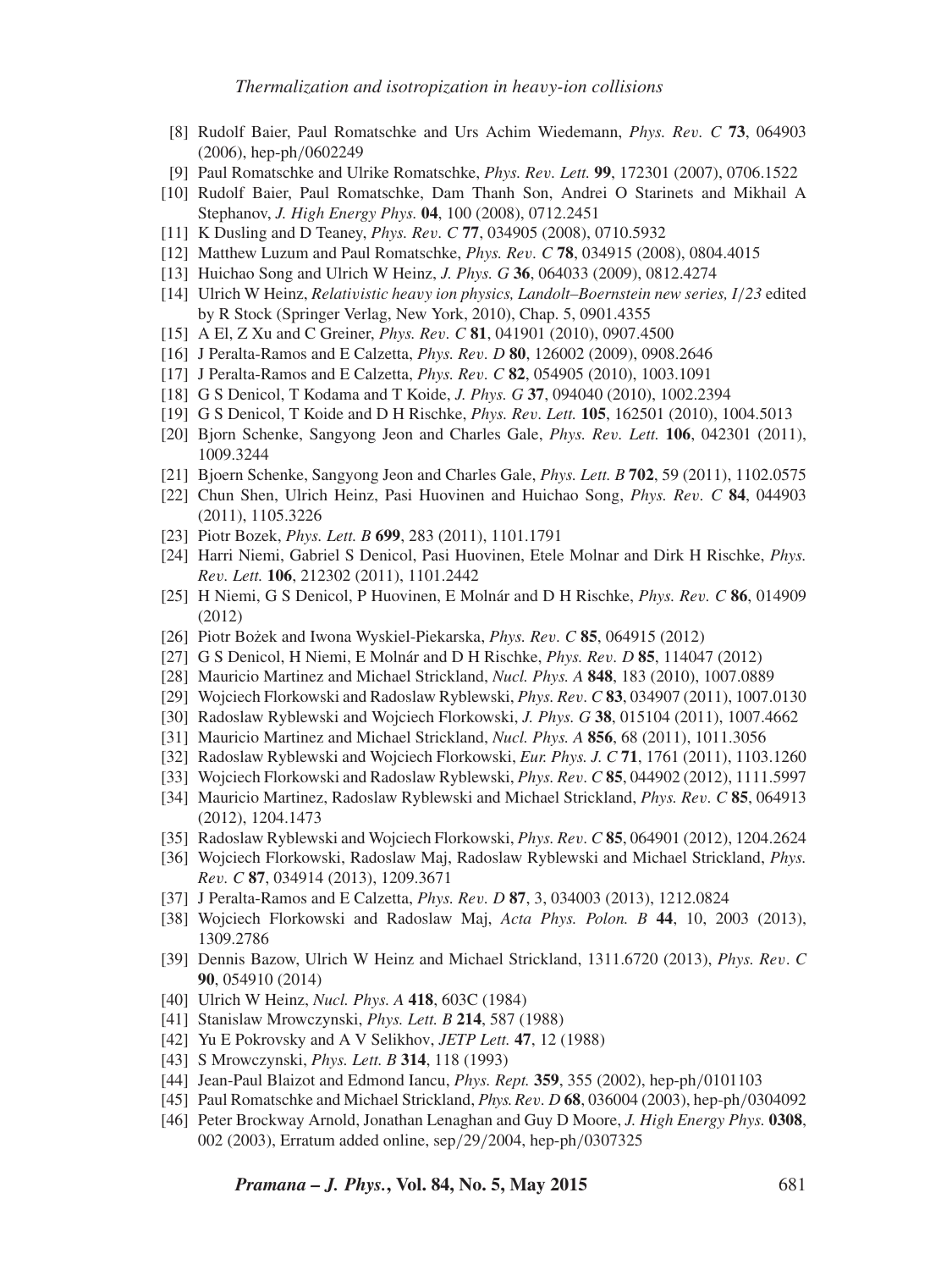- [8] Rudolf Baier, Paul Romatschke and Urs Achim Wiedemann, *Phys. Rev. C* **73**, 064903 (2006), hep-ph/0602249
- [9] Paul Romatschke and Ulrike Romatschke, *Phys. Rev. Lett.* **99**, 172301 (2007), 0706.1522
- [10] Rudolf Baier, Paul Romatschke, Dam Thanh Son, Andrei O Starinets and Mikhail A Stephanov, *J. High Energy Phys.* **04**, 100 (2008), 0712.2451
- [11] K Dusling and D Teaney, *Phys. Rev. C* **77**, 034905 (2008), 0710.5932
- [12] Matthew Luzum and Paul Romatschke, *Phys. Rev. C* **78**, 034915 (2008), 0804.4015
- [13] Huichao Song and Ulrich W Heinz, *J. Phys. G* **36**, 064033 (2009), 0812.4274
- [14] Ulrich W Heinz, *Relativistic heavy ion physics, Landolt–Boernstein new series, I/23* edited by R Stock (Springer Verlag, New York, 2010), Chap. 5, 0901.4355
- [15] A El, Z Xu and C Greiner, *Phys. Rev. C* **81**, 041901 (2010), 0907.4500
- [16] J Peralta-Ramos and E Calzetta, *Phys. Rev. D* **80**, 126002 (2009), 0908.2646
- [17] J Peralta-Ramos and E Calzetta, *Phys. Rev. C* **82**, 054905 (2010), 1003.1091
- [18] G S Denicol, T Kodama and T Koide, *J. Phys. G* **37**, 094040 (2010), 1002.2394
- [19] G S Denicol, T Koide and D H Rischke, *Phys. Rev. Lett.* **105**, 162501 (2010), 1004.5013
- [20] Bjorn Schenke, Sangyong Jeon and Charles Gale, *Phys. Rev. Lett.* **106**, 042301 (2011), 1009.3244
- [21] Bjoern Schenke, Sangyong Jeon and Charles Gale, *Phys. Lett. B* **702**, 59 (2011), 1102.0575
- [22] Chun Shen, Ulrich Heinz, Pasi Huovinen and Huichao Song, *Phys. Rev. C* **84**, 044903 (2011), 1105.3226
- [23] Piotr Bozek, *Phys. Lett. B* **699**, 283 (2011), 1101.1791
- [24] Harri Niemi, Gabriel S Denicol, Pasi Huovinen, Etele Molnar and Dirk H Rischke, *Phys. Rev. Lett.* **106**, 212302 (2011), 1101.2442
- [25] H Niemi, G S Denicol, P Huovinen, E Molnár and D H Rischke, *Phys. Rev. C* **86**, 014909 (2012)
- [26] Piotr Bożek and Iwona Wyskiel-Piekarska, *Phys. Rev. C* **85**, 064915 (2012)
- [27] G S Denicol, H Niemi, E Molnár and D H Rischke, *Phys. Rev. D* **85**, 114047 (2012)
- [28] Mauricio Martinez and Michael Strickland, *Nucl. Phys. A* **848**, 183 (2010), 1007.0889
- [29] Wojciech Florkowski and Radoslaw Ryblewski, *Phys. Rev. C* **83**, 034907 (2011), 1007.0130
- [30] Radoslaw Ryblewski and Wojciech Florkowski, *J. Phys. G* **38**, 015104 (2011), 1007.4662
- [31] Mauricio Martinez and Michael Strickland, *Nucl. Phys. A* **856**, 68 (2011), 1011.3056
- [32] Radoslaw Ryblewski and Wojciech Florkowski, *Eur. Phys. J. C* **71**, 1761 (2011), 1103.1260
- [33] Wojciech Florkowski and Radoslaw Ryblewski, *Phys. Rev. C* **85**, 044902 (2012), 1111.5997
- [34] Mauricio Martinez, Radoslaw Ryblewski and Michael Strickland, *Phys. Rev. C* **85**, 064913 (2012), 1204.1473
- [35] Radoslaw Ryblewski and Wojciech Florkowski, *Phys. Rev. C* **85**, 064901 (2012), 1204.2624
- [36] Wojciech Florkowski, Radoslaw Maj, Radoslaw Ryblewski and Michael Strickland, *Phys. Rev. C* **87**, 034914 (2013), 1209.3671
- [37] J Peralta-Ramos and E Calzetta, *Phys. Rev. D* **87**, 3, 034003 (2013), 1212.0824
- [38] Wojciech Florkowski and Radoslaw Maj, *Acta Phys. Polon. B* **44**, 10, 2003 (2013), 1309.2786
- [39] Dennis Bazow, Ulrich W Heinz and Michael Strickland, 1311.6720 (2013), *Phys. Rev. C* **90**, 054910 (2014)
- [40] Ulrich W Heinz, *Nucl. Phys. A* **418**, 603C (1984)
- [41] Stanislaw Mrowczynski, *Phys. Lett. B* **214**, 587 (1988)
- [42] Yu E Pokrovsky and A V Selikhov, *JETP Lett.* **47**, 12 (1988)
- [43] S Mrowczynski, *Phys. Lett. B* **314**, 118 (1993)
- [44] Jean-Paul Blaizot and Edmond Iancu, *Phys. Rept.* **359**, 355 (2002), hep-ph/0101103
- [45] Paul Romatschke and Michael Strickland, *Phys. Rev. D* **68**, 036004 (2003), hep-ph/0304092
- [46] Peter Brockway Arnold, Jonathan Lenaghan and Guy D Moore, *J. High Energy Phys.* **0308**, 002 (2003), Erratum added online, sep/29/2004, hep-ph/0307325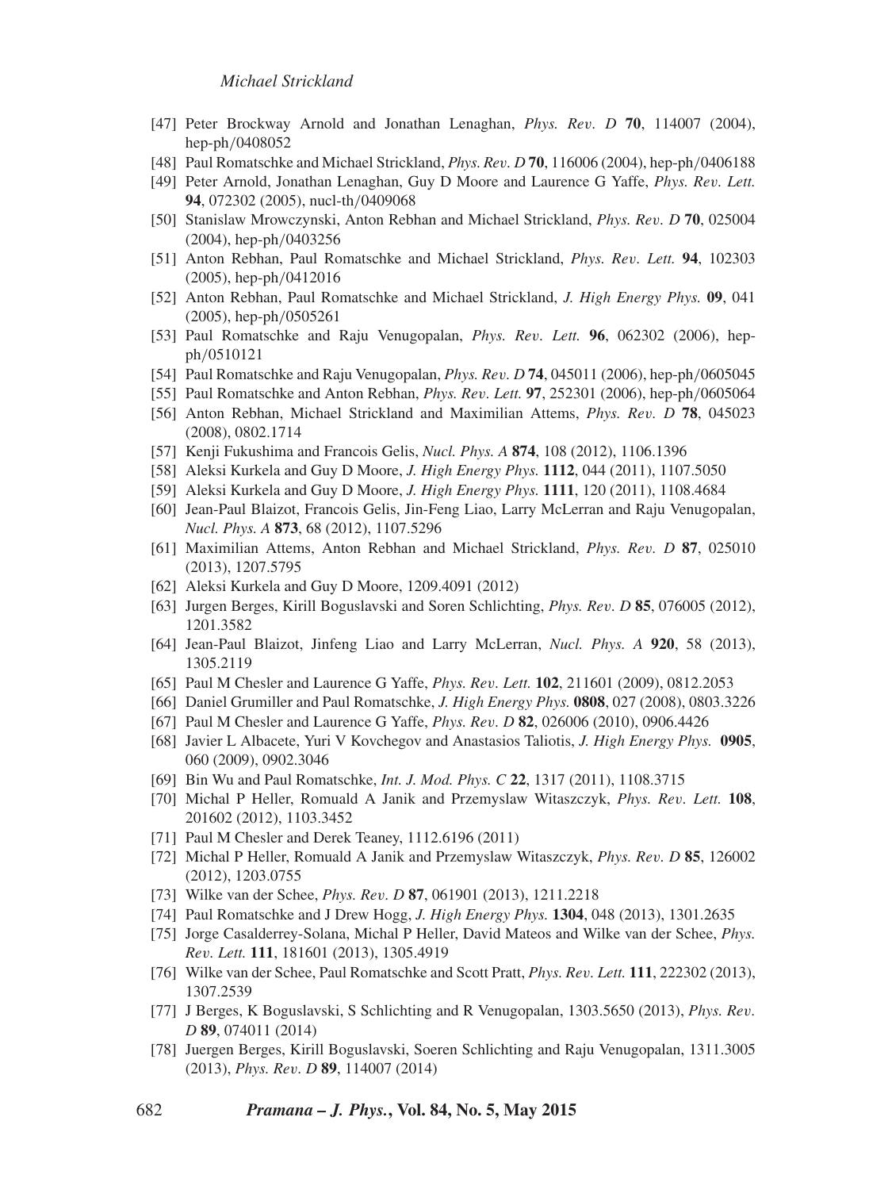[47] Peter Brockway Arnold and Jonathan Lenaghan, *Phys. Rev. D* **70**, 114007 (2004), hep-ph/0408052

[48] Paul Romatschke and Michael Strickland, *Phys. Rev. D* **70**, 116006 (2004), hep-ph/0406188

[49] Peter Arnold, Jonathan Lenaghan, Guy D Moore and Laurence G Yaffe, *Phys. Rev. Lett.* **94**, 072302 (2005), nucl-th/0409068

[50] Stanislaw Mrowczynski, Anton Rebhan and Michael Strickland, *Phys. Rev. D* **70**, 025004 (2004), hep-ph/0403256

[51] Anton Rebhan, Paul Romatschke and Michael Strickland, *Phys. Rev. Lett.* **94**, 102303 (2005), hep-ph/0412016

[52] Anton Rebhan, Paul Romatschke and Michael Strickland, *J. High Energy Phys.* **09**, 041 (2005), hep-ph/0505261

[53] Paul Romatschke and Raju Venugopalan, *Phys. Rev. Lett.* **96**, 062302 (2006), hep-ph/0510121

[54] Paul Romatschke and Raju Venugopalan, *Phys. Rev. D* **74**, 045011 (2006), hep-ph/0605045

[55] Paul Romatschke and Anton Rebhan, *Phys. Rev. Lett.* **97**, 252301 (2006), hep-ph/0605064

[56] Anton Rebhan, Michael Strickland and Maximilian Attems, *Phys. Rev. D* **78**, 045023 (2008), 0802.1714

[57] Kenji Fukushima and Francois Gelis, *Nucl. Phys. A* **874**, 108 (2012), 1106.1396

[58] Aleksi Kurkela and Guy D Moore, *J. High Energy Phys.* **1112**, 044 (2011), 1107.5050

[59] Aleksi Kurkela and Guy D Moore, *J. High Energy Phys.* **1111**, 120 (2011), 1108.4684

[60] Jean-Paul Blaizot, Francois Gelis, Jin-Feng Liao, Larry McLerran and Raju Venugopalan, *Nucl. Phys. A* **873**, 68 (2012), 1107.5296

[61] Maximilian Attems, Anton Rebhan and Michael Strickland, *Phys. Rev. D* **87**, 025010 (2013), 1207.5795

[62] Aleksi Kurkela and Guy D Moore, 1209.4091 (2012)

[63] Jurgen Berges, Kirill Boguslavski and Soren Schlichting, *Phys. Rev. D* **85**, 076005 (2012), 1201.3582

[64] Jean-Paul Blaizot, Jinfeng Liao and Larry McLerran, *Nucl. Phys. A* **920**, 58 (2013), 1305.2119

[65] Paul M Chesler and Laurence G Yaffe, *Phys. Rev. Lett.* **102**, 211601 (2009), 0812.2053

[66] Daniel Grumiller and Paul Romatschke, *J. High Energy Phys.* **0808**, 027 (2008), 0803.3226

[67] Paul M Chesler and Laurence G Yaffe, *Phys. Rev. D* **82**, 026006 (2010), 0906.4426

[68] Javier L Albacete, Yuri V Kovchegov and Anastasios Taliotis, *J. High Energy Phys.* **0905**, 060 (2009), 0902.3046

[69] Bin Wu and Paul Romatschke, *Int. J. Mod. Phys. C* **22**, 1317 (2011), 1108.3715

[70] Michal P Heller, Romuald A Janik and Przemyslaw Witaszczyk, *Phys. Rev. Lett.* **108**, 201602 (2012), 1103.3452

[71] Paul M Chesler and Derek Teaney, 1112.6196 (2011)

[72] Michal P Heller, Romuald A Janik and Przemyslaw Witaszczyk, *Phys. Rev. D* **85**, 126002 (2012), 1203.0755

[73] Wilke van der Schee, *Phys. Rev. D* **87**, 061901 (2013), 1211.2218

[74] Paul Romatschke and J Drew Hogg, *J. High Energy Phys.* **1304**, 048 (2013), 1301.2635

[75] Jorge Casalderrey-Solana, Michal P Heller, David Mateos and Wilke van der Schee, *Phys. Rev. Lett.* **111**, 181601 (2013), 1305.4919

[76] Wilke van der Schee, Paul Romatschke and Scott Pratt, *Phys. Rev. Lett.* **111**, 222302 (2013), 1307.2539

[77] J Berges, K Boguslavski, S Schlichting and R Venugopalan, 1303.5650 (2013), *Phys. Rev. D* **89**, 074011 (2014)

[78] Juergen Berges, Kirill Boguslavski, Soeren Schlichting and Raju Venugopalan, 1311.3005 (2013), *Phys. Rev. D* **89**, 114007 (2014)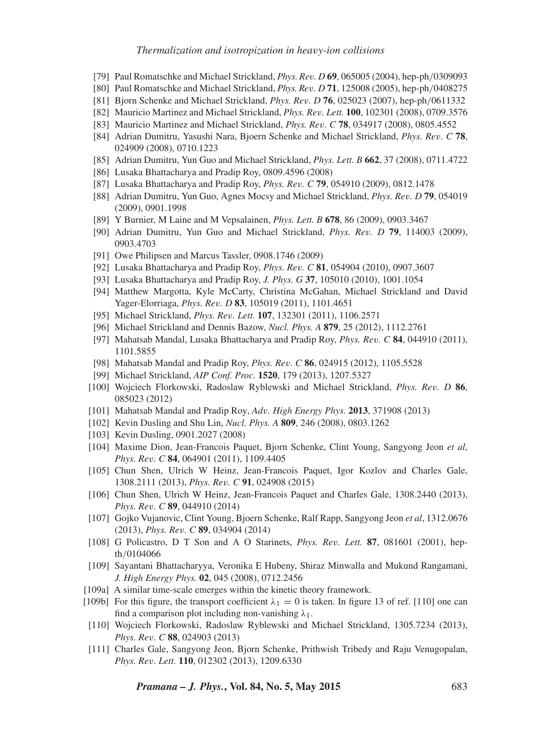[79] Paul Romatschke and Michael Strickland, *Phys. Rev. D* **69**, 065005 (2004), hep-ph/0309093

[80] Paul Romatschke and Michael Strickland, *Phys. Rev. D* **71**, 125008 (2005), hep-ph/0408275

[81] Bjorn Schenke and Michael Strickland, *Phys. Rev. D* **76**, 025023 (2007), hep-ph/0611332

[82] Mauricio Martinez and Michael Strickland, *Phys. Rev. Lett.* **100**, 102301 (2008), 0709.3576

[83] Mauricio Martinez and Michael Strickland, *Phys. Rev. C* **78**, 034917 (2008), 0805.4552

[84] Adrian Dumitru, Yasushi Nara, Bjoern Schenke and Michael Strickland, *Phys. Rev. C* **78**, 024909 (2008), 0710.1223

[85] Adrian Dumitru, Yun Guo and Michael Strickland, *Phys. Lett. B* **662**, 37 (2008), 0711.4722

[86] Lusaka Bhattacharya and Pradip Roy, 0809.4596 (2008)

[87] Lusaka Bhattacharya and Pradip Roy, *Phys. Rev. C* **79**, 054910 (2009), 0812.1478

[88] Adrian Dumitru, Yun Guo, Agnes Mocsy and Michael Strickland, *Phys. Rev. D* **79**, 054019 (2009), 0901.1998

[89] Y Burnier, M Laine and M Vepsalainen, *Phys. Lett. B* **678**, 86 (2009), 0903.3467

[90] Adrian Dumitru, Yun Guo and Michael Strickland, *Phys. Rev. D* **79**, 114003 (2009), 0903.4703

[91] Owe Philipsen and Marcus Tassler, 0908.1746 (2009)

[92] Lusaka Bhattacharya and Pradip Roy, *Phys. Rev. C* **81**, 054904 (2010), 0907.3607

[93] Lusaka Bhattacharya and Pradip Roy, *J. Phys. G* **37**, 105010 (2010), 1001.1054

[94] Matthew Margotta, Kyle McCarty, Christina McGahan, Michael Strickland and David Yager-Elorriaga, *Phys. Rev. D* **83**, 105019 (2011), 1101.4651

[95] Michael Strickland, *Phys. Rev. Lett.* **107**, 132301 (2011), 1106.2571

[96] Michael Strickland and Dennis Bazow, *Nucl. Phys. A* **879**, 25 (2012), 1112.2761

[97] Mahatsab Mandal, Lusaka Bhattacharya and Pradip Roy, *Phys. Rev. C* **84**, 044910 (2011), 1101.5855

[98] Mahatsab Mandal and Pradip Roy, *Phys. Rev. C* **86**, 024915 (2012), 1105.5528

[99] Michael Strickland, *AIP Conf. Proc.* **1520**, 179 (2013), 1207.5327

[100] Wojciech Florkowski, Radoslaw Ryblewski and Michael Strickland, *Phys. Rev. D* **86**, 085023 (2012)

[101] Mahatsab Mandal and Pradip Roy, *Adv. High Energy Phys.* **2013**, 371908 (2013)

[102] Kevin Dusling and Shu Lin, *Nucl. Phys. A* **809**, 246 (2008), 0803.1262

[103] Kevin Dusling, 0901.2027 (2008)

[104] Maxime Dion, Jean-Francois Paquet, Bjorn Schenke, Clint Young, Sangyong Jeon *et al*, *Phys. Rev. C* **84**, 064901 (2011), 1109.4405

[105] Chun Shen, Ulrich W Heinz, Jean-Francois Paquet, Igor Kozlov and Charles Gale, 1308.2111 (2013), *Phys. Rev. C* **91**, 024908 (2015)

[106] Chun Shen, Ulrich W Heinz, Jean-Francois Paquet and Charles Gale, 1308.2440 (2013), *Phys. Rev. C* **89**, 044910 (2014)

[107] Gojko Vujanovic, Clint Young, Bjorn Schenke, Ralf Rapp, Sangyong Jeon *et al*, 1312.0676 (2013), *Phys. Rev. C* **89**, 034904 (2014)

[108] G Policastro, D T Son and A O Starinets, *Phys. Rev. Lett.* **87**, 081601 (2001), hep-th/0104066

[109] Sayantani Bhattacharyya, Veronika E Hubeny, Shiraz Minwalla and Mukund Rangamani, *J. High Energy Phys.* **02**, 045 (2008), 0712.2456

[109a] A similar time-scale emerges within the kinetic theory framework.

[109b] For this figure, the transport coefficient $\lambda_1 = 0$ is taken. In figure 13 of ref. [110] one can find a comparison plot including non-vanishing $\lambda_1$.

[110] Wojciech Florkowski, Radoslaw Ryblewski and Michael Strickland, 1305.7234 (2013), *Phys. Rev. C* **88**, 024903 (2013)

[111] Charles Gale, Sangyong Jeon, Bjorn Schenke, Prithwish Tribedy and Raju Venugopalan, *Phys. Rev. Lett.* **110**, 012302 (2013), 1209.6330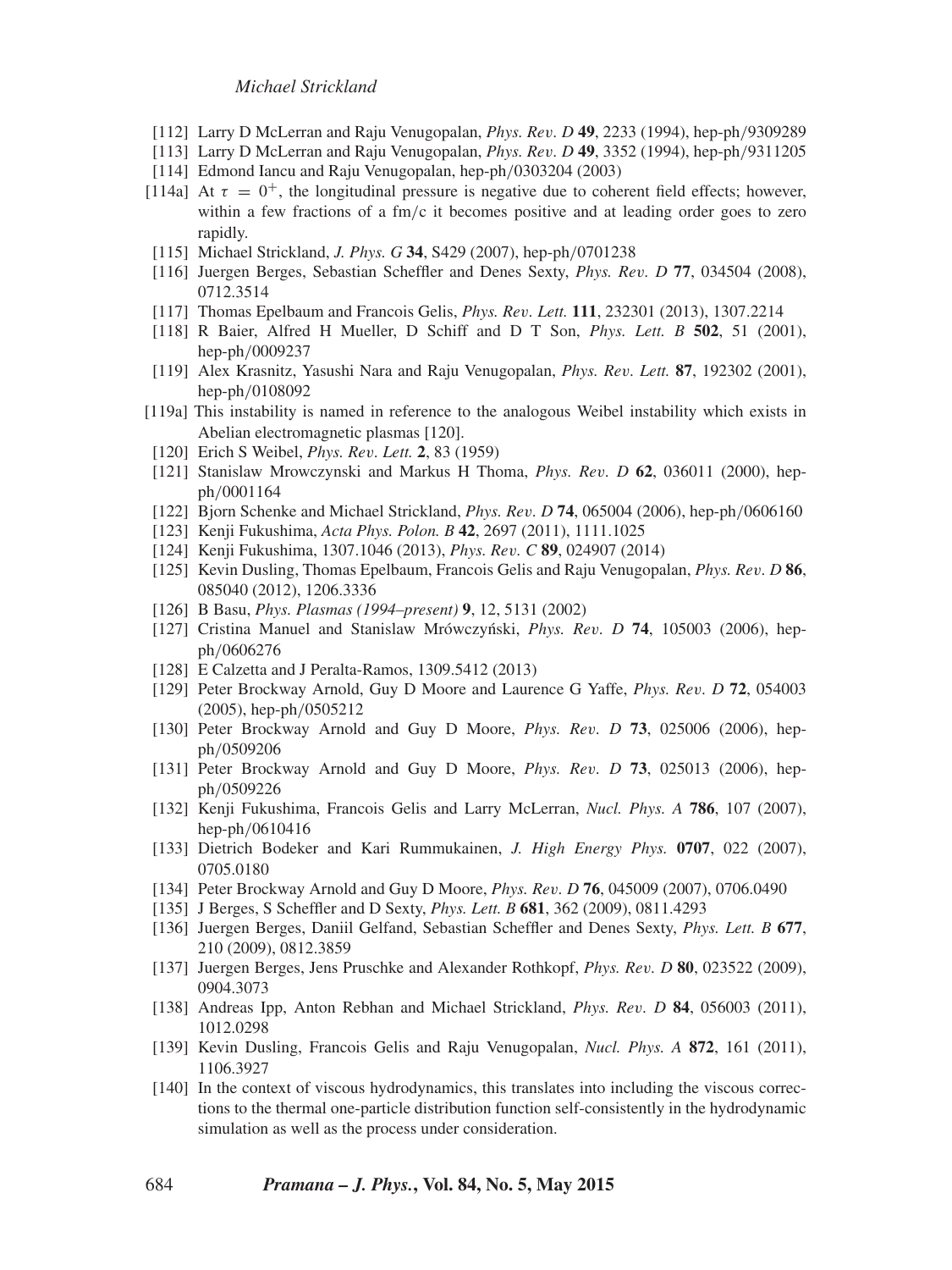[112] Larry D McLerran and Raju Venugopalan, *Phys. Rev. D* **49**, 2233 (1994), hep-ph/9309289

[113] Larry D McLerran and Raju Venugopalan, *Phys. Rev. D* **49**, 3352 (1994), hep-ph/9311205

[114] Edmond Iancu and Raju Venugopalan, hep-ph/0303204 (2003)

[114a] At $\tau = 0^+$, the longitudinal pressure is negative due to coherent field effects; however, within a few fractions of a fm/c it becomes positive and at leading order goes to zero rapidly.

[115] Michael Strickland, *J. Phys. G* **34**, S429 (2007), hep-ph/0701238

[116] Juergen Berges, Sebastian Scheffler and Denes Sexty, *Phys. Rev. D* **77**, 034504 (2008), 0712.3514

[117] Thomas Epelbaum and Francois Gelis, *Phys. Rev. Lett.* **111**, 232301 (2013), 1307.2214

[118] R Baier, Alfred H Mueller, D Schiff and D T Son, *Phys. Lett. B* **502**, 51 (2001), hep-ph/0009237

[119] Alex Krasnitz, Yasushi Nara and Raju Venugopalan, *Phys. Rev. Lett.* **87**, 192302 (2001), hep-ph/0108092

[119a] This instability is named in reference to the analogous Weibel instability which exists in Abelian electromagnetic plasmas [120].

[120] Erich S Weibel, *Phys. Rev. Lett.* **2**, 83 (1959)

[121] Stanislaw Mrowczynski and Markus H Thoma, *Phys. Rev. D* **62**, 036011 (2000), hep-ph/0001164

[122] Bjorn Schenke and Michael Strickland, *Phys. Rev. D* **74**, 065004 (2006), hep-ph/0606160

[123] Kenji Fukushima, *Acta Phys. Polon. B* **42**, 2697 (2011), 1111.1025

[124] Kenji Fukushima, 1307.1046 (2013), *Phys. Rev. C* **89**, 024907 (2014)

[125] Kevin Dusling, Thomas Epelbaum, Francois Gelis and Raju Venugopalan, *Phys. Rev. D* **86**, 085040 (2012), 1206.3336

[126] B Basu, *Phys. Plasmas (1994–present)* **9**, 12, 5131 (2002)

[127] Cristina Manuel and Stanislaw Mrówczyński, *Phys. Rev. D* **74**, 105003 (2006), hep-ph/0606276

[128] E Calzetta and J Peralta-Ramos, 1309.5412 (2013)

[129] Peter Brockway Arnold, Guy D Moore and Laurence G Yaffe, *Phys. Rev. D* **72**, 054003 (2005), hep-ph/0505212

[130] Peter Brockway Arnold and Guy D Moore, *Phys. Rev. D* **73**, 025006 (2006), hep-ph/0509206

[131] Peter Brockway Arnold and Guy D Moore, *Phys. Rev. D* **73**, 025013 (2006), hep-ph/0509226

[132] Kenji Fukushima, Francois Gelis and Larry McLerran, *Nucl. Phys. A* **786**, 107 (2007), hep-ph/0610416

[133] Dietrich Bodeker and Kari Rummukainen, *J. High Energy Phys.* **0707**, 022 (2007), 0705.0180

[134] Peter Brockway Arnold and Guy D Moore, *Phys. Rev. D* **76**, 045009 (2007), 0706.0490

[135] J Berges, S Scheffler and D Sexty, *Phys. Lett. B* **681**, 362 (2009), 0811.4293

[136] Juergen Berges, Daniil Gelfand, Sebastian Scheffler and Denes Sexty, *Phys. Lett. B* **677**, 210 (2009), 0812.3859

[137] Juergen Berges, Jens Pruschke and Alexander Rothkopf, *Phys. Rev. D* **80**, 023522 (2009), 0904.3073

[138] Andreas Ipp, Anton Rebhan and Michael Strickland, *Phys. Rev. D* **84**, 056003 (2011), 1012.0298

[139] Kevin Dusling, Francois Gelis and Raju Venugopalan, *Nucl. Phys. A* **872**, 161 (2011), 1106.3927

[140] In the context of viscous hydrodynamics, this translates into including the viscous corrections to the thermal one-particle distribution function self-consistently in the hydrodynamic simulation as well as the process under consideration.